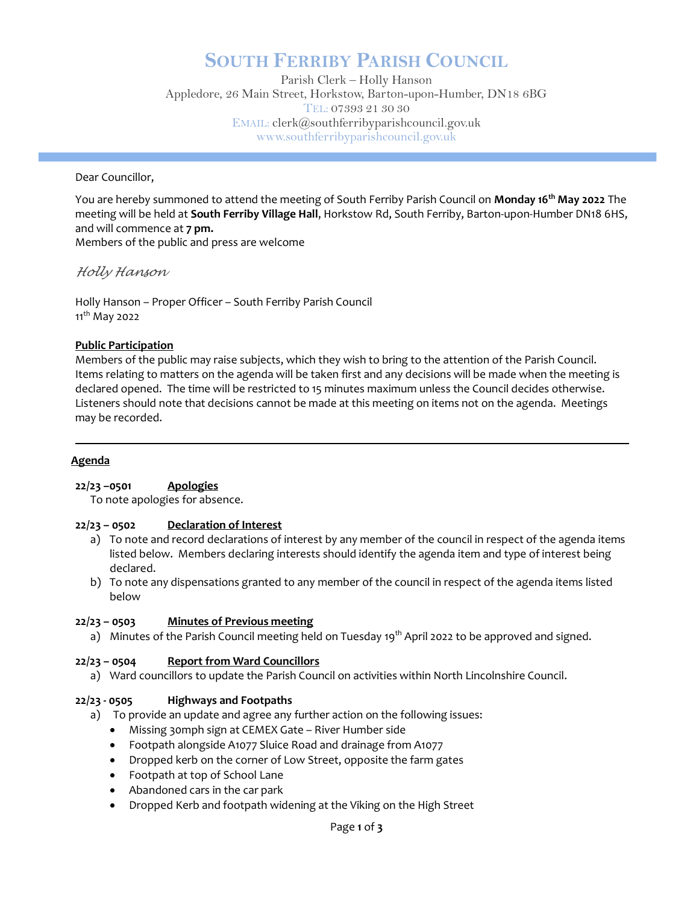# SOUTH FERRIBY PARISH COUNCIL

Parish Clerk – Holly Hanson
Appledore, 26 Main Street, Horkstow, Barton-upon-Humber, DN18 6BG
TEL: 07393 21 30 30
EMAIL: clerk@southferribyparishcouncil.gov.uk
www.southferribyparishcouncil.gov.uk

Dear Councillor,

You are hereby summoned to attend the meeting of South Ferriby Parish Council on **Monday 16th May 2022** The meeting will be held at **South Ferriby Village Hall**, Horkstow Rd, South Ferriby, Barton-upon-Humber DN18 6HS, and will commence at **7 pm.**
Members of the public and press are welcome

*Holly Hanson*

Holly Hanson – Proper Officer – South Ferriby Parish Council
11th May 2022

**Public Participation**

Members of the public may raise subjects, which they wish to bring to the attention of the Parish Council. Items relating to matters on the agenda will be taken first and any decisions will be made when the meeting is declared opened. The time will be restricted to 15 minutes maximum unless the Council decides otherwise. Listeners should note that decisions cannot be made at this meeting on items not on the agenda. Meetings may be recorded.

---

## Agenda

**22/23 –0501 Apologies**

To note apologies for absence.

**22/23 – 0502 Declaration of Interest**

a) To note and record declarations of interest by any member of the council in respect of the agenda items listed below. Members declaring interests should identify the agenda item and type of interest being declared.
b) To note any dispensations granted to any member of the council in respect of the agenda items listed below

**22/23 – 0503 Minutes of Previous meeting**

a) Minutes of the Parish Council meeting held on Tuesday 19th April 2022 to be approved and signed.

**22/23 – 0504 Report from Ward Councillors**

a) Ward councillors to update the Parish Council on activities within North Lincolnshire Council.

**22/23 - 0505 Highways and Footpaths**

a) To provide an update and agree any further action on the following issues:
   - Missing 30mph sign at CEMEX Gate – River Humber side
   - Footpath alongside A1077 Sluice Road and drainage from A1077
   - Dropped kerb on the corner of Low Street, opposite the farm gates
   - Footpath at top of School Lane
   - Abandoned cars in the car park
   - Dropped Kerb and footpath widening at the Viking on the High Street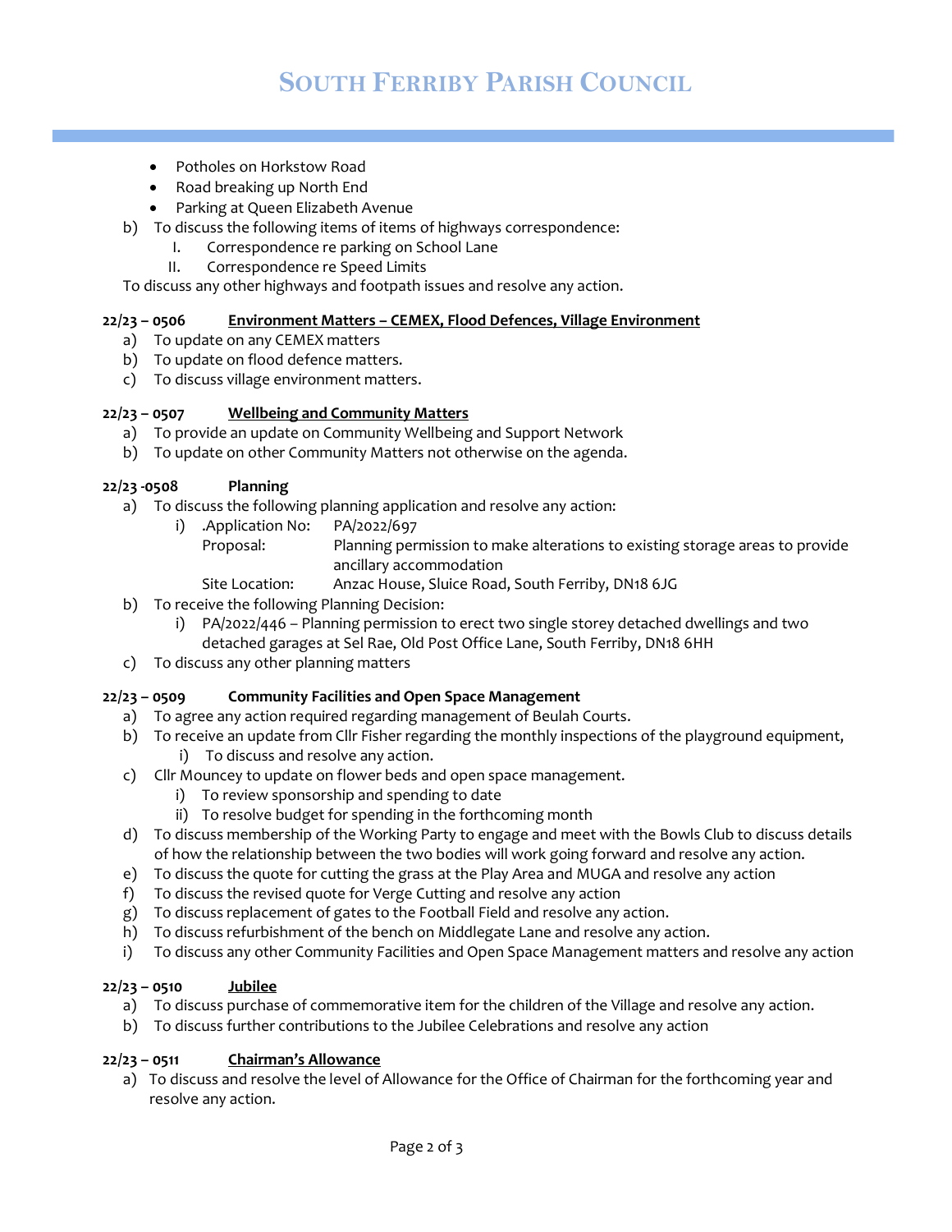- Potholes on Horkstow Road
- Road breaking up North End
- Parking at Queen Elizabeth Avenue

b) To discuss the following items of items of highways correspondence:
   I. Correspondence re parking on School Lane
   II. Correspondence re Speed Limits

To discuss any other highways and footpath issues and resolve any action.

**22/23 – 0506** **<u>Environment Matters – CEMEX, Flood Defences, Village Environment</u>**

a) To update on any CEMEX matters
b) To update on flood defence matters.
c) To discuss village environment matters.

**22/23 – 0507** **<u>Wellbeing and Community Matters</u>**

a) To provide an update on Community Wellbeing and Support Network
b) To update on other Community Matters not otherwise on the agenda.

**22/23 -0508** **Planning**

a) To discuss the following planning application and resolve any action:
   i) .Application No: PA/2022/697
      Proposal: Planning permission to make alterations to existing storage areas to provide ancillary accommodation
      Site Location: Anzac House, Sluice Road, South Ferriby, DN18 6JG
b) To receive the following Planning Decision:
   i) PA/2022/446 – Planning permission to erect two single storey detached dwellings and two detached garages at Sel Rae, Old Post Office Lane, South Ferriby, DN18 6HH
c) To discuss any other planning matters

**22/23 – 0509** **Community Facilities and Open Space Management**

a) To agree any action required regarding management of Beulah Courts.
b) To receive an update from Cllr Fisher regarding the monthly inspections of the playground equipment,
   i) To discuss and resolve any action.
c) Cllr Mouncey to update on flower beds and open space management.
   i) To review sponsorship and spending to date
   ii) To resolve budget for spending in the forthcoming month
d) To discuss membership of the Working Party to engage and meet with the Bowls Club to discuss details of how the relationship between the two bodies will work going forward and resolve any action.
e) To discuss the quote for cutting the grass at the Play Area and MUGA and resolve any action
f) To discuss the revised quote for Verge Cutting and resolve any action
g) To discuss replacement of gates to the Football Field and resolve any action.
h) To discuss refurbishment of the bench on Middlegate Lane and resolve any action.
i) To discuss any other Community Facilities and Open Space Management matters and resolve any action

**22/23 – 0510** **<u>Jubilee</u>**

a) To discuss purchase of commemorative item for the children of the Village and resolve any action.
b) To discuss further contributions to the Jubilee Celebrations and resolve any action

**22/23 – 0511** **<u>Chairman's Allowance</u>**

a) To discuss and resolve the level of Allowance for the Office of Chairman for the forthcoming year and resolve any action.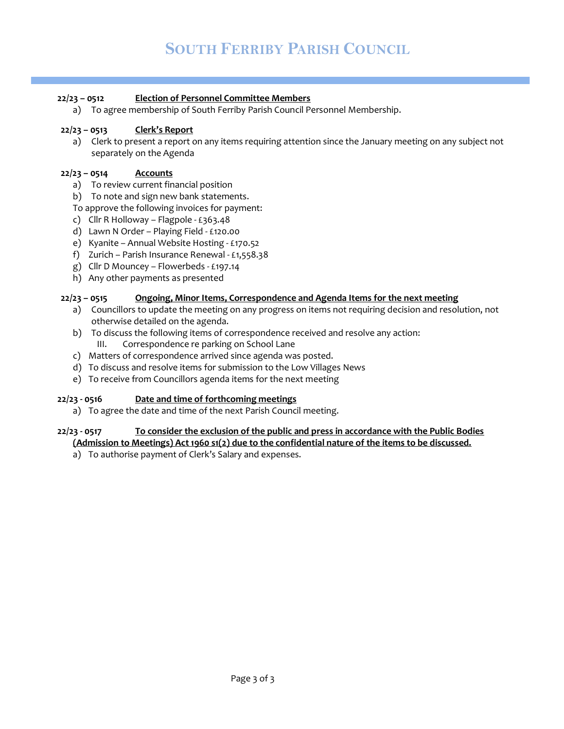# SOUTH FERRIBY PARISH COUNCIL

**22/23 – 0512 Election of Personnel Committee Members**

a) To agree membership of South Ferriby Parish Council Personnel Membership.

**22/23 – 0513 Clerk's Report**

a) Clerk to present a report on any items requiring attention since the January meeting on any subject not separately on the Agenda

**22/23 – 0514 Accounts**

a) To review current financial position
b) To note and sign new bank statements.

To approve the following invoices for payment:

c) Cllr R Holloway – Flagpole - £363.48
d) Lawn N Order – Playing Field - £120.00
e) Kyanite – Annual Website Hosting - £170.52
f) Zurich – Parish Insurance Renewal - £1,558.38
g) Cllr D Mouncey – Flowerbeds - £197.14
h) Any other payments as presented

**22/23 – 0515 Ongoing, Minor Items, Correspondence and Agenda Items for the next meeting**

a) Councillors to update the meeting on any progress on items not requiring decision and resolution, not otherwise detailed on the agenda.
b) To discuss the following items of correspondence received and resolve any action:
   III. Correspondence re parking on School Lane
c) Matters of correspondence arrived since agenda was posted.
d) To discuss and resolve items for submission to the Low Villages News
e) To receive from Councillors agenda items for the next meeting

**22/23 - 0516 Date and time of forthcoming meetings**

a) To agree the date and time of the next Parish Council meeting.

**22/23 - 0517 To consider the exclusion of the public and press in accordance with the Public Bodies (Admission to Meetings) Act 1960 s1(2) due to the confidential nature of the items to be discussed.**

a) To authorise payment of Clerk's Salary and expenses.